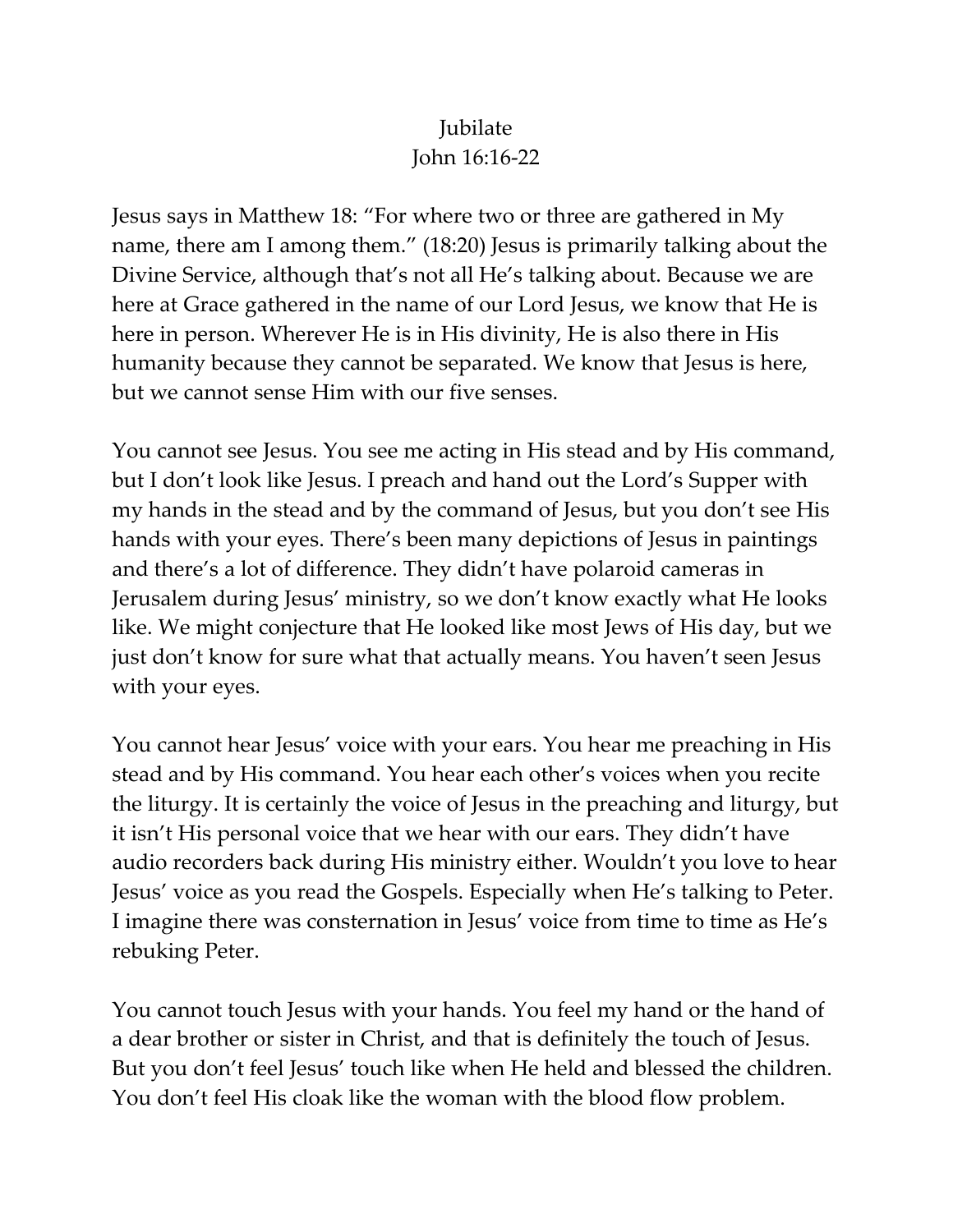# Jubilate
## John 16:16-22

Jesus says in Matthew 18: "For where two or three are gathered in My name, there am I among them." (18:20) Jesus is primarily talking about the Divine Service, although that's not all He's talking about. Because we are here at Grace gathered in the name of our Lord Jesus, we know that He is here in person. Wherever He is in His divinity, He is also there in His humanity because they cannot be separated. We know that Jesus is here, but we cannot sense Him with our five senses.

You cannot see Jesus. You see me acting in His stead and by His command, but I don't look like Jesus. I preach and hand out the Lord's Supper with my hands in the stead and by the command of Jesus, but you don't see His hands with your eyes. There's been many depictions of Jesus in paintings and there's a lot of difference. They didn't have polaroid cameras in Jerusalem during Jesus' ministry, so we don't know exactly what He looks like. We might conjecture that He looked like most Jews of His day, but we just don't know for sure what that actually means. You haven't seen Jesus with your eyes.

You cannot hear Jesus' voice with your ears. You hear me preaching in His stead and by His command. You hear each other's voices when you recite the liturgy. It is certainly the voice of Jesus in the preaching and liturgy, but it isn't His personal voice that we hear with our ears. They didn't have audio recorders back during His ministry either. Wouldn't you love to hear Jesus' voice as you read the Gospels. Especially when He's talking to Peter. I imagine there was consternation in Jesus' voice from time to time as He's rebuking Peter.

You cannot touch Jesus with your hands. You feel my hand or the hand of a dear brother or sister in Christ, and that is definitely the touch of Jesus. But you don't feel Jesus' touch like when He held and blessed the children. You don't feel His cloak like the woman with the blood flow problem.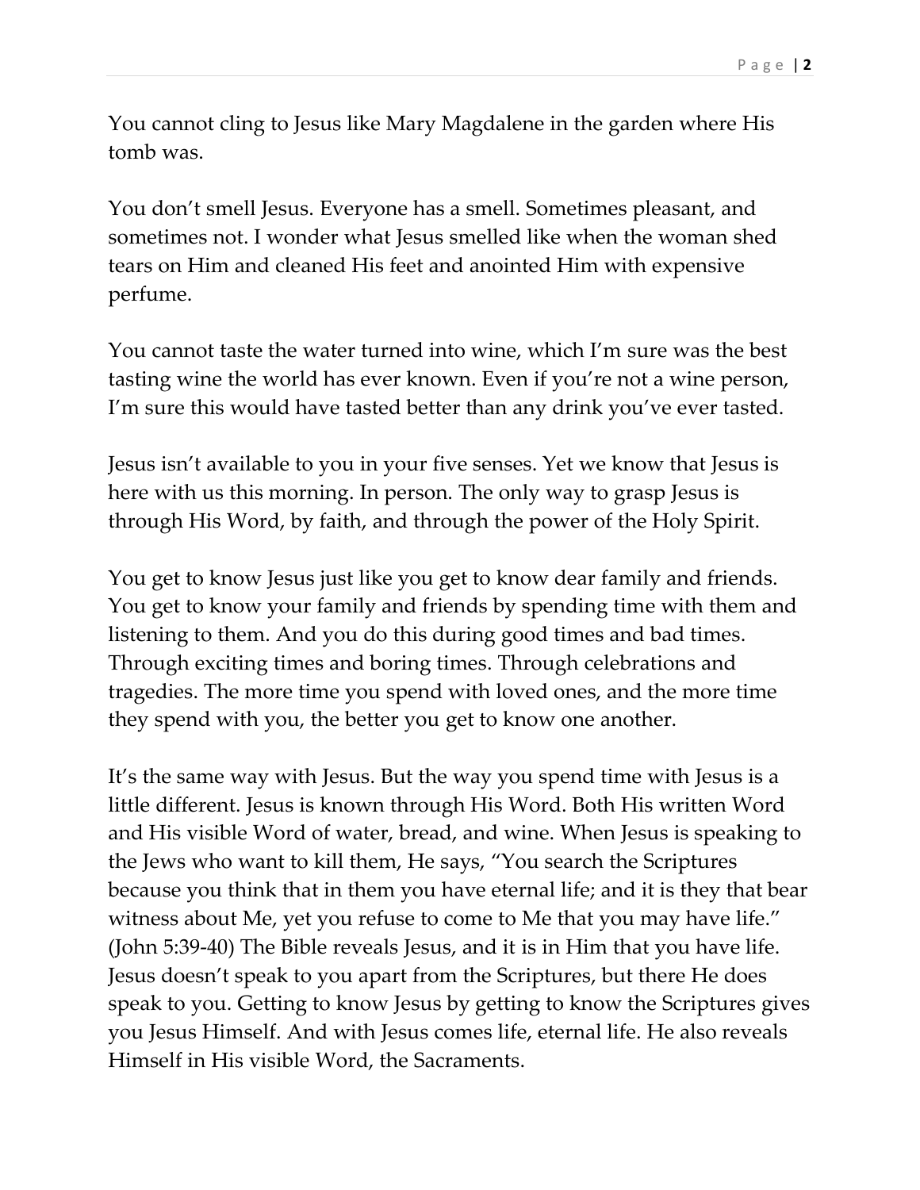You cannot cling to Jesus like Mary Magdalene in the garden where His tomb was.

You don't smell Jesus. Everyone has a smell. Sometimes pleasant, and sometimes not. I wonder what Jesus smelled like when the woman shed tears on Him and cleaned His feet and anointed Him with expensive perfume.

You cannot taste the water turned into wine, which I'm sure was the best tasting wine the world has ever known. Even if you're not a wine person, I'm sure this would have tasted better than any drink you've ever tasted.

Jesus isn't available to you in your five senses. Yet we know that Jesus is here with us this morning. In person. The only way to grasp Jesus is through His Word, by faith, and through the power of the Holy Spirit.

You get to know Jesus just like you get to know dear family and friends. You get to know your family and friends by spending time with them and listening to them. And you do this during good times and bad times. Through exciting times and boring times. Through celebrations and tragedies. The more time you spend with loved ones, and the more time they spend with you, the better you get to know one another.

It's the same way with Jesus. But the way you spend time with Jesus is a little different. Jesus is known through His Word. Both His written Word and His visible Word of water, bread, and wine. When Jesus is speaking to the Jews who want to kill them, He says, "You search the Scriptures because you think that in them you have eternal life; and it is they that bear witness about Me, yet you refuse to come to Me that you may have life." (John 5:39-40) The Bible reveals Jesus, and it is in Him that you have life. Jesus doesn't speak to you apart from the Scriptures, but there He does speak to you. Getting to know Jesus by getting to know the Scriptures gives you Jesus Himself. And with Jesus comes life, eternal life. He also reveals Himself in His visible Word, the Sacraments.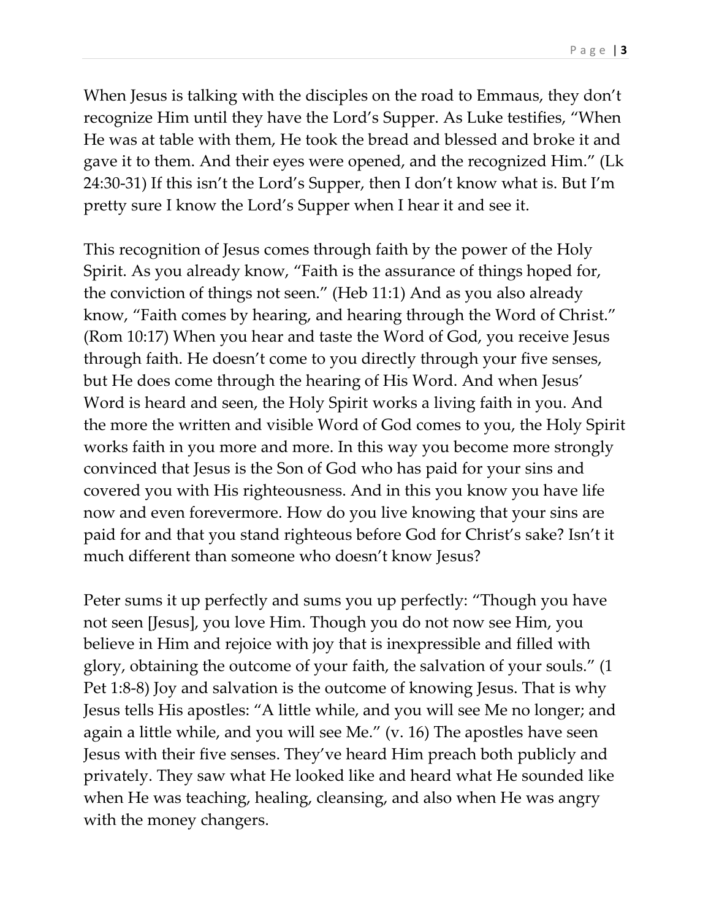When Jesus is talking with the disciples on the road to Emmaus, they don't recognize Him until they have the Lord's Supper. As Luke testifies, "When He was at table with them, He took the bread and blessed and broke it and gave it to them. And their eyes were opened, and the recognized Him." (Lk 24:30-31) If this isn't the Lord's Supper, then I don't know what is. But I'm pretty sure I know the Lord's Supper when I hear it and see it.

This recognition of Jesus comes through faith by the power of the Holy Spirit. As you already know, "Faith is the assurance of things hoped for, the conviction of things not seen." (Heb 11:1) And as you also already know, "Faith comes by hearing, and hearing through the Word of Christ." (Rom 10:17) When you hear and taste the Word of God, you receive Jesus through faith. He doesn't come to you directly through your five senses, but He does come through the hearing of His Word. And when Jesus' Word is heard and seen, the Holy Spirit works a living faith in you. And the more the written and visible Word of God comes to you, the Holy Spirit works faith in you more and more. In this way you become more strongly convinced that Jesus is the Son of God who has paid for your sins and covered you with His righteousness. And in this you know you have life now and even forevermore. How do you live knowing that your sins are paid for and that you stand righteous before God for Christ's sake? Isn't it much different than someone who doesn't know Jesus?

Peter sums it up perfectly and sums you up perfectly: "Though you have not seen [Jesus], you love Him. Though you do not now see Him, you believe in Him and rejoice with joy that is inexpressible and filled with glory, obtaining the outcome of your faith, the salvation of your souls." (1 Pet 1:8-8) Joy and salvation is the outcome of knowing Jesus. That is why Jesus tells His apostles: "A little while, and you will see Me no longer; and again a little while, and you will see Me." (v. 16) The apostles have seen Jesus with their five senses. They've heard Him preach both publicly and privately. They saw what He looked like and heard what He sounded like when He was teaching, healing, cleansing, and also when He was angry with the money changers.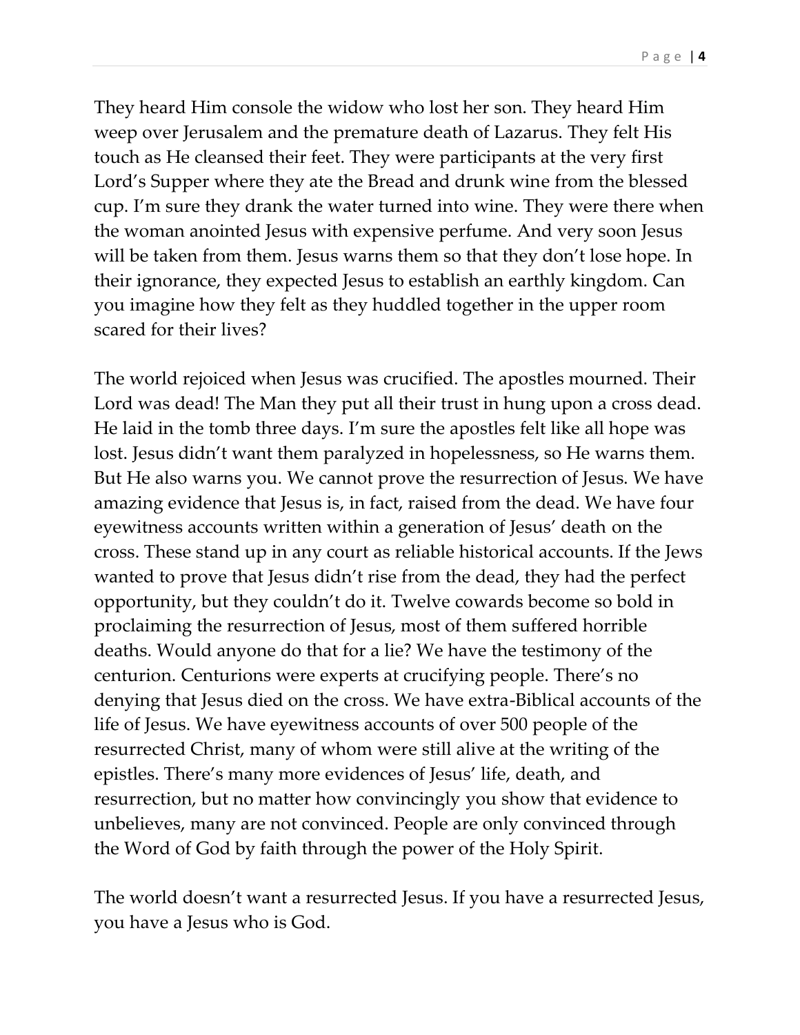They heard Him console the widow who lost her son. They heard Him weep over Jerusalem and the premature death of Lazarus. They felt His touch as He cleansed their feet. They were participants at the very first Lord's Supper where they ate the Bread and drunk wine from the blessed cup. I'm sure they drank the water turned into wine. They were there when the woman anointed Jesus with expensive perfume. And very soon Jesus will be taken from them. Jesus warns them so that they don't lose hope. In their ignorance, they expected Jesus to establish an earthly kingdom. Can you imagine how they felt as they huddled together in the upper room scared for their lives?

The world rejoiced when Jesus was crucified. The apostles mourned. Their Lord was dead! The Man they put all their trust in hung upon a cross dead. He laid in the tomb three days. I'm sure the apostles felt like all hope was lost. Jesus didn't want them paralyzed in hopelessness, so He warns them. But He also warns you. We cannot prove the resurrection of Jesus. We have amazing evidence that Jesus is, in fact, raised from the dead. We have four eyewitness accounts written within a generation of Jesus' death on the cross. These stand up in any court as reliable historical accounts. If the Jews wanted to prove that Jesus didn't rise from the dead, they had the perfect opportunity, but they couldn't do it. Twelve cowards become so bold in proclaiming the resurrection of Jesus, most of them suffered horrible deaths. Would anyone do that for a lie? We have the testimony of the centurion. Centurions were experts at crucifying people. There's no denying that Jesus died on the cross. We have extra-Biblical accounts of the life of Jesus. We have eyewitness accounts of over 500 people of the resurrected Christ, many of whom were still alive at the writing of the epistles. There's many more evidences of Jesus' life, death, and resurrection, but no matter how convincingly you show that evidence to unbelieves, many are not convinced. People are only convinced through the Word of God by faith through the power of the Holy Spirit.

The world doesn't want a resurrected Jesus. If you have a resurrected Jesus, you have a Jesus who is God.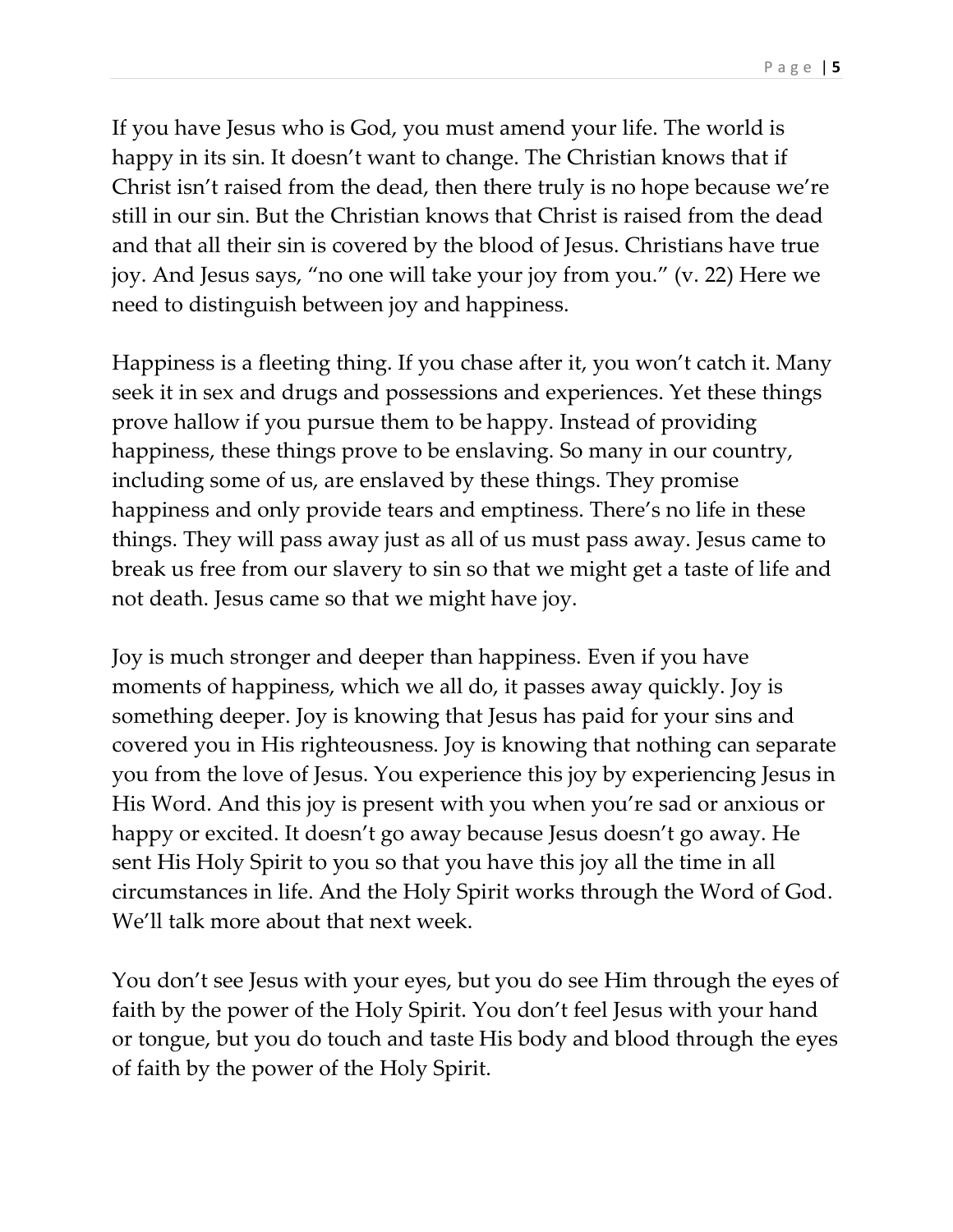If you have Jesus who is God, you must amend your life. The world is happy in its sin. It doesn't want to change. The Christian knows that if Christ isn't raised from the dead, then there truly is no hope because we're still in our sin. But the Christian knows that Christ is raised from the dead and that all their sin is covered by the blood of Jesus. Christians have true joy. And Jesus says, "no one will take your joy from you." (v. 22) Here we need to distinguish between joy and happiness.

Happiness is a fleeting thing. If you chase after it, you won't catch it. Many seek it in sex and drugs and possessions and experiences. Yet these things prove hallow if you pursue them to be happy. Instead of providing happiness, these things prove to be enslaving. So many in our country, including some of us, are enslaved by these things. They promise happiness and only provide tears and emptiness. There's no life in these things. They will pass away just as all of us must pass away. Jesus came to break us free from our slavery to sin so that we might get a taste of life and not death. Jesus came so that we might have joy.

Joy is much stronger and deeper than happiness. Even if you have moments of happiness, which we all do, it passes away quickly. Joy is something deeper. Joy is knowing that Jesus has paid for your sins and covered you in His righteousness. Joy is knowing that nothing can separate you from the love of Jesus. You experience this joy by experiencing Jesus in His Word. And this joy is present with you when you're sad or anxious or happy or excited. It doesn't go away because Jesus doesn't go away. He sent His Holy Spirit to you so that you have this joy all the time in all circumstances in life. And the Holy Spirit works through the Word of God. We'll talk more about that next week.

You don't see Jesus with your eyes, but you do see Him through the eyes of faith by the power of the Holy Spirit. You don't feel Jesus with your hand or tongue, but you do touch and taste His body and blood through the eyes of faith by the power of the Holy Spirit.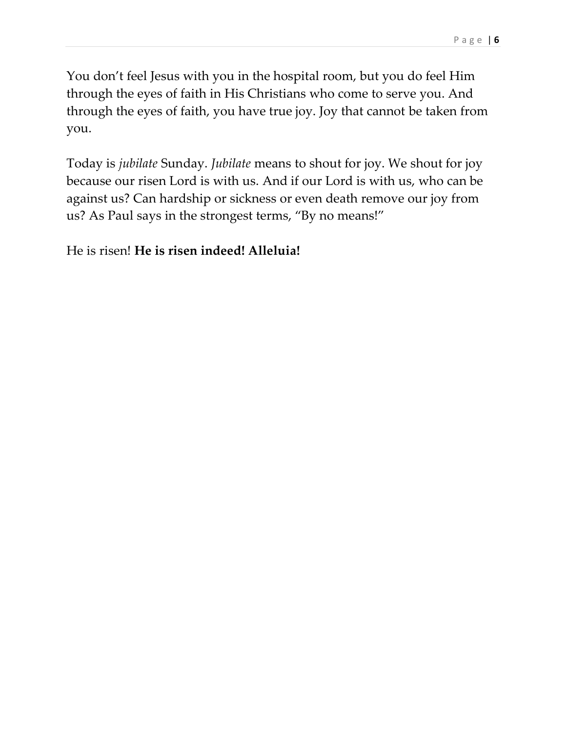You don’t feel Jesus with you in the hospital room, but you do feel Him through the eyes of faith in His Christians who come to serve you. And through the eyes of faith, you have true joy. Joy that cannot be taken from you.

Today is *jubilate* Sunday. *Jubilate* means to shout for joy. We shout for joy because our risen Lord is with us. And if our Lord is with us, who can be against us? Can hardship or sickness or even death remove our joy from us? As Paul says in the strongest terms, “By no means!”

He is risen! **He is risen indeed! Alleluia!**